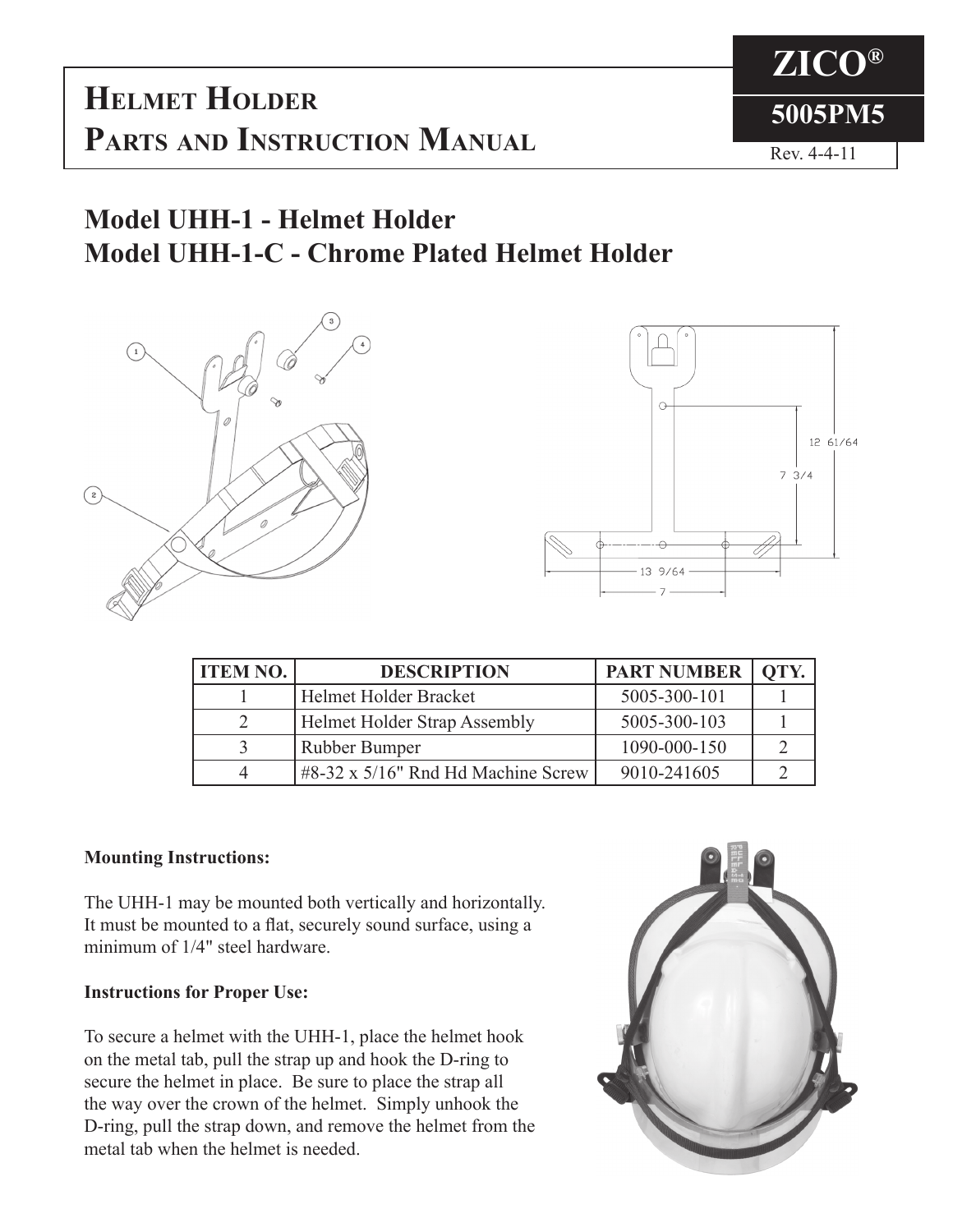# Helmet Holder Parts and Instruction Manual

**ZICO®**

**5005PM5**

Rev. 4-4-11

## Model UHH-1 - Helmet Holder
## Model UHH-1-C - Chrome Plated Helmet Holder

| ITEM NO. | DESCRIPTION | PART NUMBER | QTY. |
|---|---|---|---|
| 1 | Helmet Holder Bracket | 5005-300-101 | 1 |
| 2 | Helmet Holder Strap Assembly | 5005-300-103 | 1 |
| 3 | Rubber Bumper | 1090-000-150 | 2 |
| 4 | #8-32 x 5/16" Rnd Hd Machine Screw | 9010-241605 | 2 |

**Mounting Instructions:**

The UHH-1 may be mounted both vertically and horizontally. It must be mounted to a flat, securely sound surface, using a minimum of 1/4" steel hardware.

**Instructions for Proper Use:**

To secure a helmet with the UHH-1, place the helmet hook on the metal tab, pull the strap up and hook the D-ring to secure the helmet in place. Be sure to place the strap all the way over the crown of the helmet. Simply unhook the D-ring, pull the strap down, and remove the helmet from the metal tab when the helmet is needed.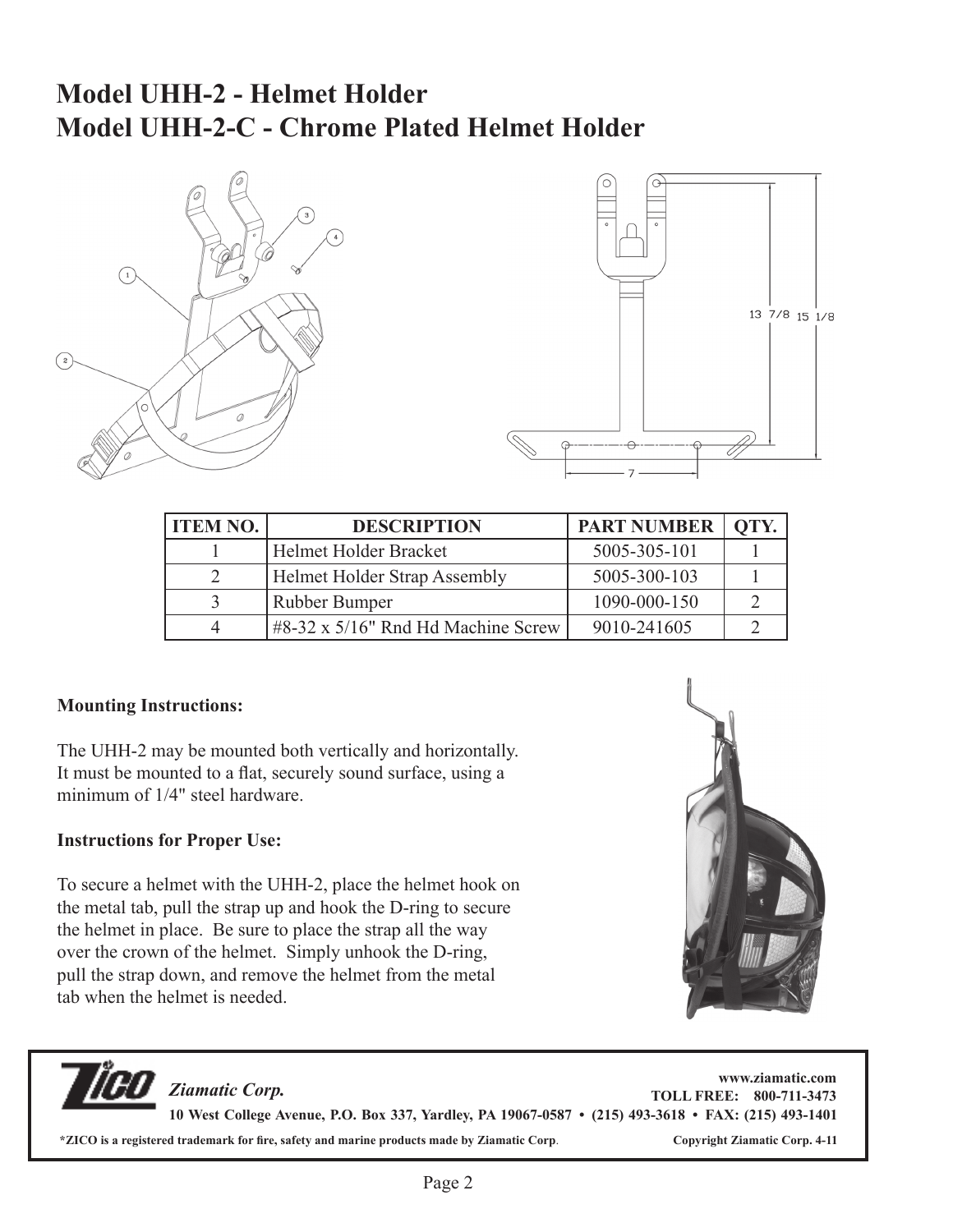# Model UHH-2 - Helmet Holder
# Model UHH-2-C - Chrome Plated Helmet Holder

1
2
3
4

13 7/8
15 1/8
7

| ITEM NO. | DESCRIPTION | PART NUMBER | QTY. |
|---|---|---|---|
| 1 | Helmet Holder Bracket | 5005-305-101 | 1 |
| 2 | Helmet Holder Strap Assembly | 5005-300-103 | 1 |
| 3 | Rubber Bumper | 1090-000-150 | 2 |
| 4 | #8-32 x 5/16" Rnd Hd Machine Screw | 9010-241605 | 2 |

**Mounting Instructions:**

The UHH-2 may be mounted both vertically and horizontally. It must be mounted to a flat, securely sound surface, using a minimum of 1/4" steel hardware.

**Instructions for Proper Use:**

To secure a helmet with the UHH-2, place the helmet hook on the metal tab, pull the strap up and hook the D-ring to secure the helmet in place. Be sure to place the strap all the way over the crown of the helmet. Simply unhook the D-ring, pull the strap down, and remove the helmet from the metal tab when the helmet is needed.

*Ziamatic Corp.*

**www.ziamatic.com**
**TOLL FREE: 800-711-3473**
**10 West College Avenue, P.O. Box 337, Yardley, PA 19067-0587 • (215) 493-3618 • FAX: (215) 493-1401**

**\*ZICO is a registered trademark for fire, safety and marine products made by Ziamatic Corp.** **Copyright Ziamatic Corp. 4-11**